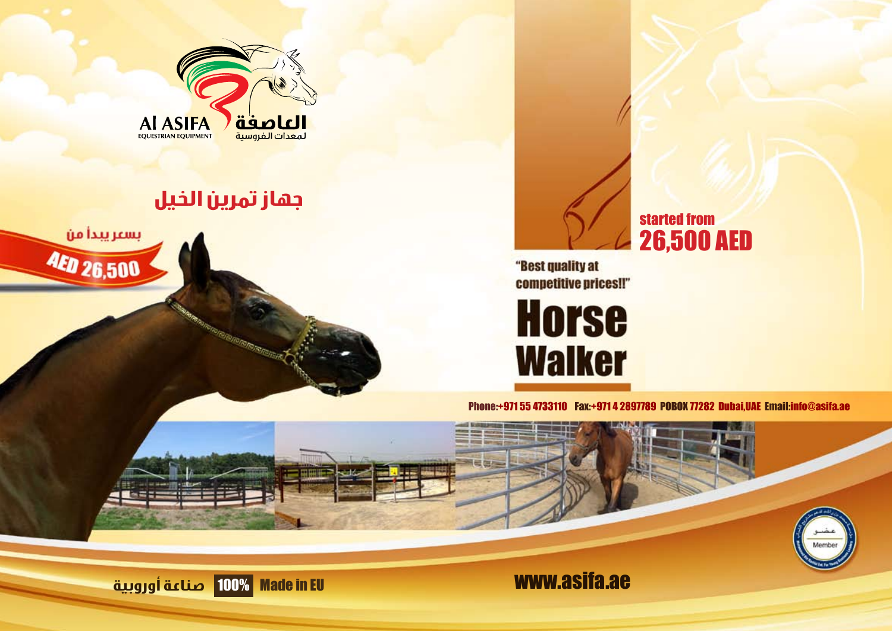Al ASIFA
EQUESTRIAN EQUIPMENT

العاصفة
لمعدات الفروسية

# جهاز تمرين الخيل

بسعر يبدأ من
AED 26,500

"Best quality at competitive prices!!"

# Horse Walker

started from
**26,500 AED**

Phone:+971 55 4733110 Fax:+971 4 2897789 POBOX 77282 Dubai,UAE Email:info@asifa.ae

عضو
Member

صناعة أوروبية **100%** Made in EU

www.asifa.ae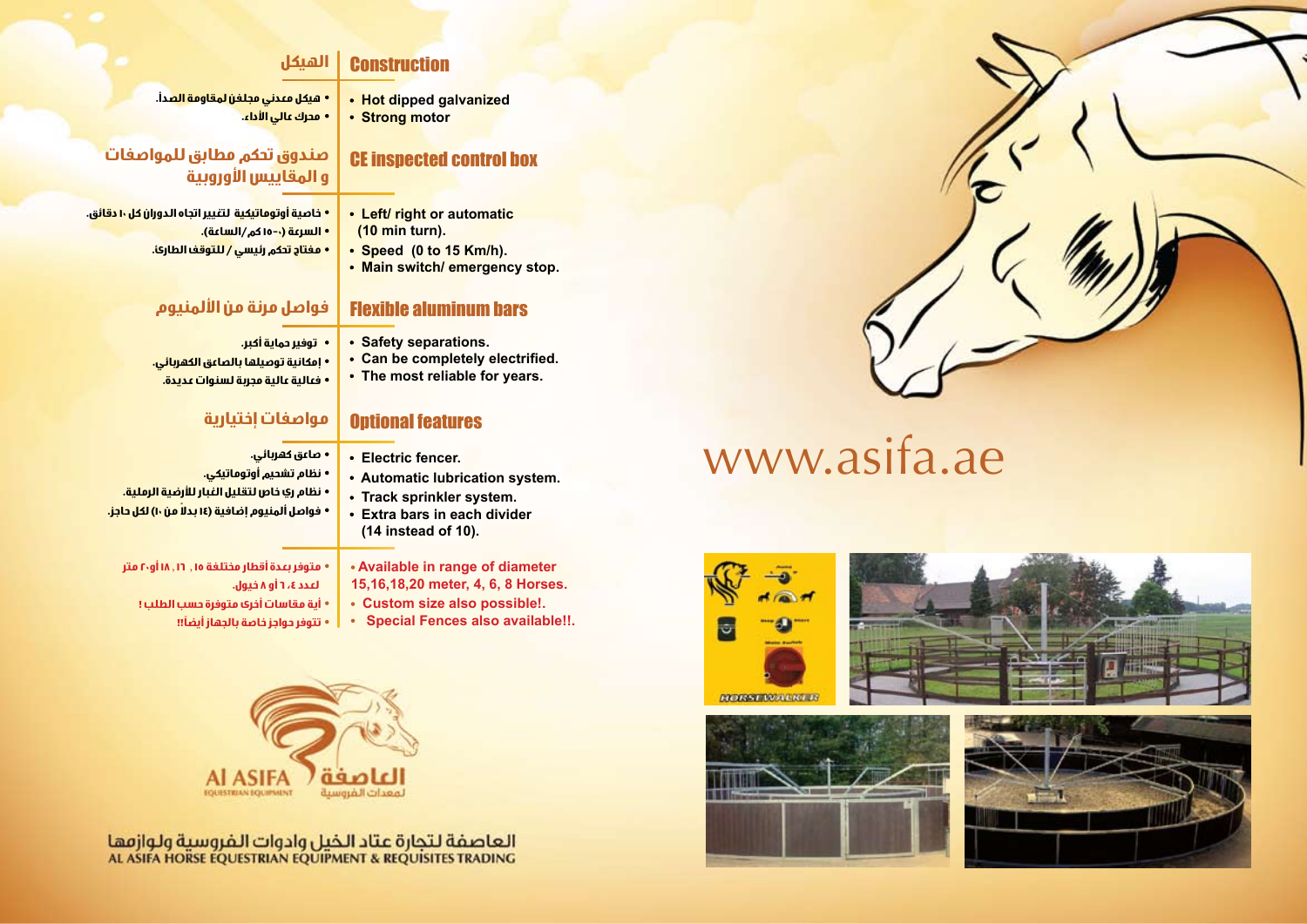## Construction

- Hot dipped galvanized
- Strong motor

## الهيكل

- هيكل معدني مجلفن لمقاومة الصدأ.
- محرك عالي الأداء.

## CE inspected control box

- Left/ right or automatic (10 min turn).
- Speed (0 to 15 Km/h).
- Main switch/ emergency stop.

## صندوق تحكم مطابق للمواصفات و المقاييس الأوروبية

- خاصية أوتوماتيكية لتغيير اتجاه الدوران كل ١٠ دقائق.
- السرعة (٠-١٥ كم/الساعة).
- مفتاح تحكم رئيسي / للتوقف الطارئ.

## Flexible aluminum bars

- Safety separations.
- Can be completely electrified.
- The most reliable for years.

## فواصل مرنة من الألمنيوم

- توفير حماية أكبر.
- إمكانية توصيلها بالصاعق الكهربائي.
- فعالية عالية مجربة لسنوات عديدة.

## Optional features

- Electric fencer.
- Automatic lubrication system.
- Track sprinkler system.
- Extra bars in each divider (14 instead of 10).

## مواصفات إختيارية

- صاعق كهربائي.
- نظام تشحيم أوتوماتيكي.
- نظام ري خاص لتقليل الغبار للأرضية الرملية.
- فواصل ألمنيوم إضافية (١٤ بدلاً من ١٠) لكل حاجز.

- Available in range of diameter 15,16,18,20 meter, 4, 6, 8 Horses.
- Custom size also possible!.
- Special Fences also available!!.

- متوفر بعدة أقطار مختلفة ١٥ ، ١٦ ، ١٨ أو ٢٠ متر لعدد ٤ ، ٦ أو ٨ خيول.
- أية مقاسات أخرى متوفرة حسب الطلب !
- تتوفر حواجز خاصة بالجهاز أيضاً!!

www.asifa.ae

Al ASIFA EQUESTRIAN EQUIPMENT

العاصفة لمعدات الفروسية

العاصفة لتجارة عتاد الخيل وادوات الفروسية ولوازمها
AL ASIFA HORSE EQUESTRIAN EQUIPMENT & REQUISITES TRADING